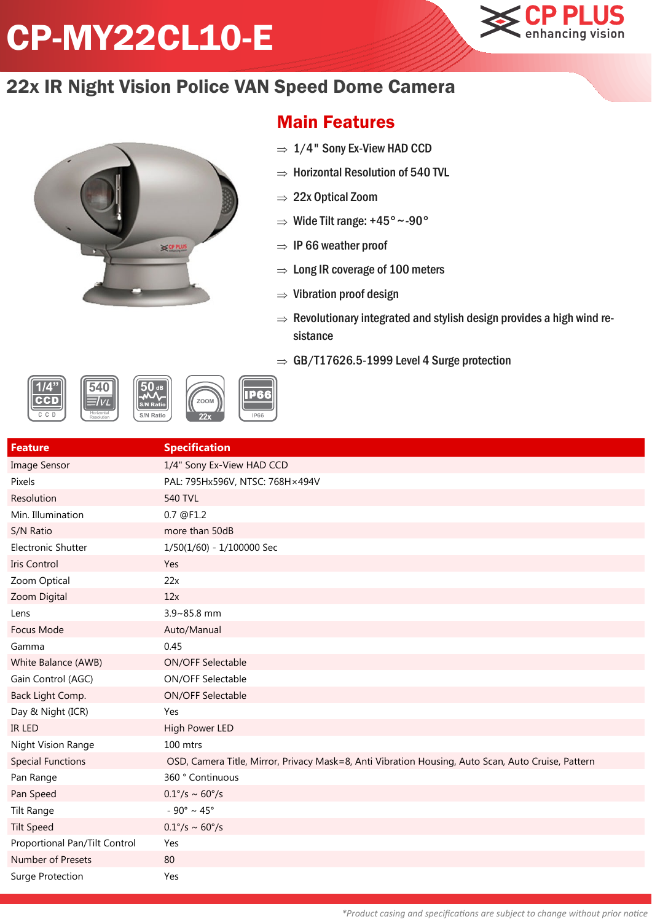# CP-MY22CL10-E

## 22x IR Night Vision Police VAN Speed Dome Camera

### Main Features

- ⇒ 1/4" Sony Ex-View HAD CCD
- ⇒ Horizontal Resolution of 540 TVL
- ⇒ 22x Optical Zoom
- ⇒ Wide Tilt range: +45°~-90°
- ⇒ IP 66 weather proof
- ⇒ Long IR coverage of 100 meters
- ⇒ Vibration proof design
- ⇒ Revolutionary integrated and stylish design provides a high wind resistance
- ⇒ GB/T17626.5-1999 Level 4 Surge protection

| Feature | Specification |
|---|---|
| Image Sensor | 1/4" Sony Ex-View HAD CCD |
| Pixels | PAL: 795Hx596V, NTSC: 768H×494V |
| Resolution | 540 TVL |
| Min. Illumination | 0.7 @F1.2 |
| S/N Ratio | more than 50dB |
| Electronic Shutter | 1/50(1/60) - 1/100000 Sec |
| Iris Control | Yes |
| Zoom Optical | 22x |
| Zoom Digital | 12x |
| Lens | 3.9~85.8 mm |
| Focus Mode | Auto/Manual |
| Gamma | 0.45 |
| White Balance (AWB) | ON/OFF Selectable |
| Gain Control (AGC) | ON/OFF Selectable |
| Back Light Comp. | ON/OFF Selectable |
| Day & Night (ICR) | Yes |
| IR LED | High Power LED |
| Night Vision Range | 100 mtrs |
| Special Functions | OSD, Camera Title, Mirror, Privacy Mask=8, Anti Vibration Housing, Auto Scan, Auto Cruise, Pattern |
| Pan Range | 360 ° Continuous |
| Pan Speed | 0.1°/s ~ 60°/s |
| Tilt Range | - 90° ~ 45° |
| Tilt Speed | 0.1°/s ~ 60°/s |
| Proportional Pan/Tilt Control | Yes |
| Number of Presets | 80 |
| Surge Protection | Yes |

*\*Product casing and specifications are subject to change without prior notice*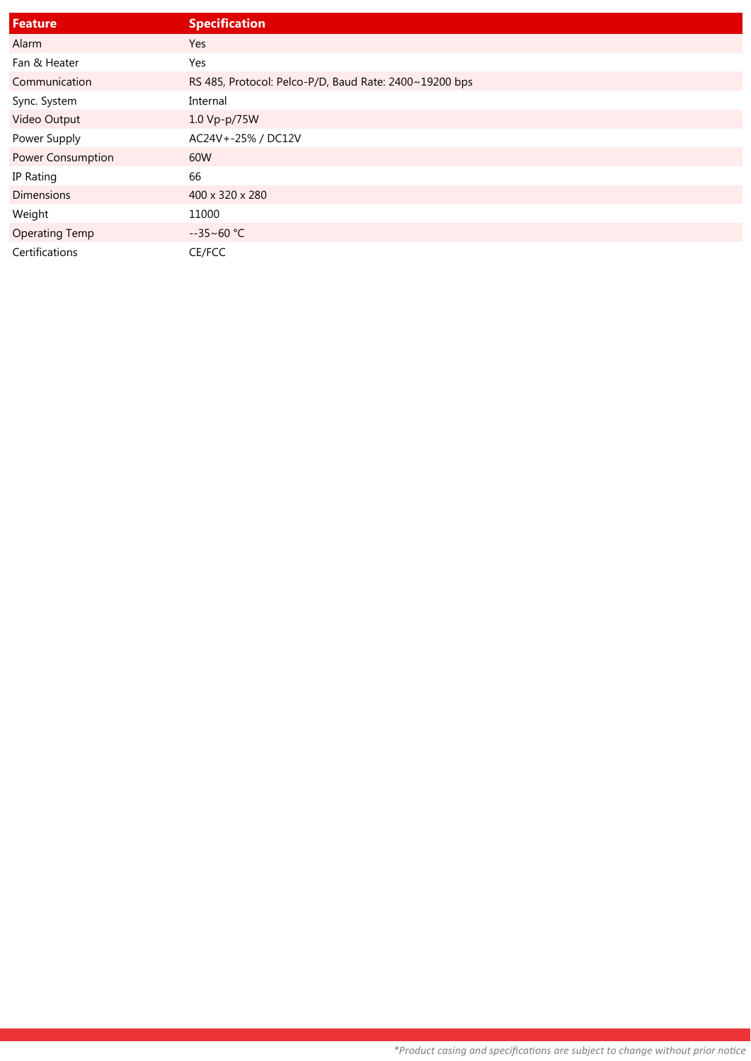| Feature | Specification |
| --- | --- |
| Alarm | Yes |
| Fan & Heater | Yes |
| Communication | RS 485, Protocol: Pelco-P/D, Baud Rate: 2400~19200 bps |
| Sync. System | Internal |
| Video Output | 1.0 Vp-p/75W |
| Power Supply | AC24V+-25% / DC12V |
| Power Consumption | 60W |
| IP Rating | 66 |
| Dimensions | 400 x 320 x 280 |
| Weight | 11000 |
| Operating Temp | --35~60 °C |
| Certifications | CE/FCC |

*\*Product casing and specifications are subject to change without prior notice*